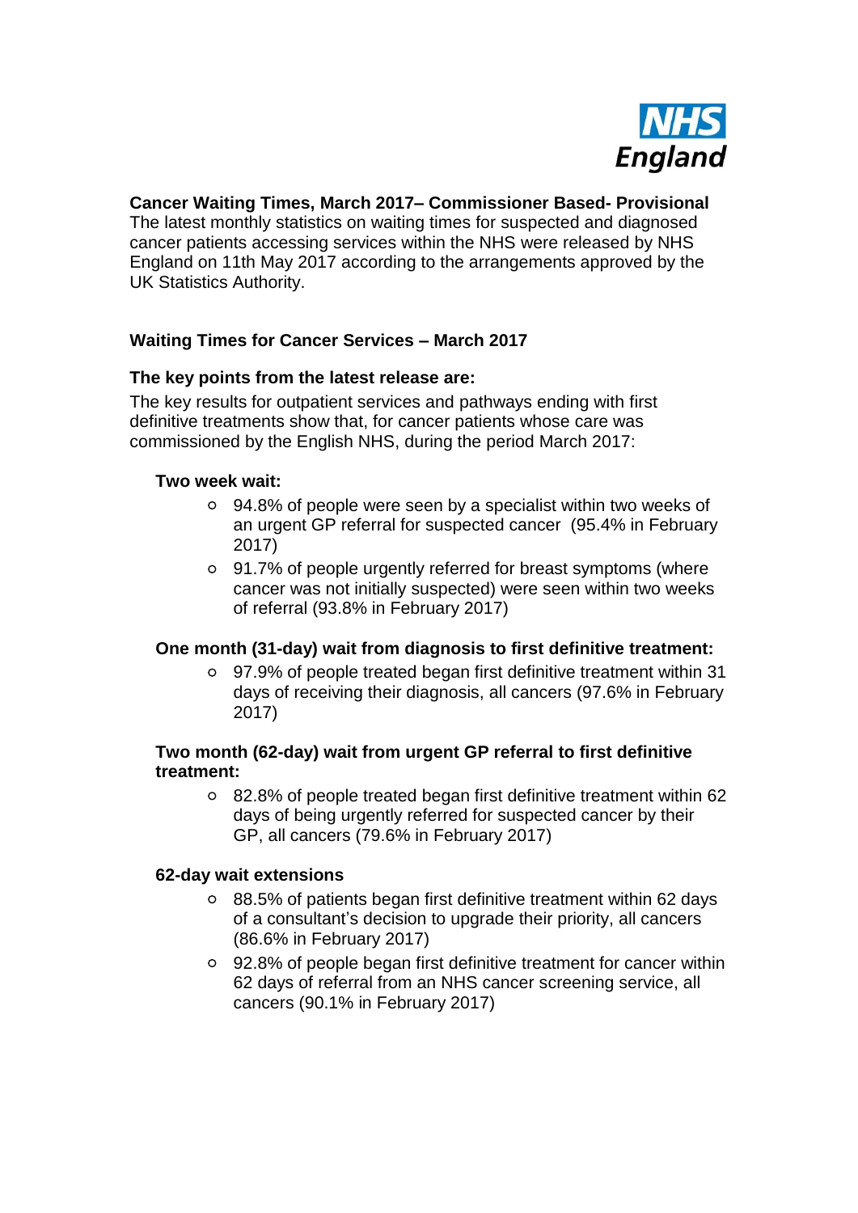**Cancer Waiting Times, March 2017– Commissioner Based- Provisional**

The latest monthly statistics on waiting times for suspected and diagnosed cancer patients accessing services within the NHS were released by NHS England on 11th May 2017 according to the arrangements approved by the UK Statistics Authority.

## Waiting Times for Cancer Services – March 2017

### The key points from the latest release are:

The key results for outpatient services and pathways ending with first definitive treatments show that, for cancer patients whose care was commissioned by the English NHS, during the period March 2017:

**Two week wait:**

- 94.8% of people were seen by a specialist within two weeks of an urgent GP referral for suspected cancer (95.4% in February 2017)
- 91.7% of people urgently referred for breast symptoms (where cancer was not initially suspected) were seen within two weeks of referral (93.8% in February 2017)

**One month (31-day) wait from diagnosis to first definitive treatment:**

- 97.9% of people treated began first definitive treatment within 31 days of receiving their diagnosis, all cancers (97.6% in February 2017)

**Two month (62-day) wait from urgent GP referral to first definitive treatment:**

- 82.8% of people treated began first definitive treatment within 62 days of being urgently referred for suspected cancer by their GP, all cancers (79.6% in February 2017)

**62-day wait extensions**

- 88.5% of patients began first definitive treatment within 62 days of a consultant's decision to upgrade their priority, all cancers (86.6% in February 2017)
- 92.8% of people began first definitive treatment for cancer within 62 days of referral from an NHS cancer screening service, all cancers (90.1% in February 2017)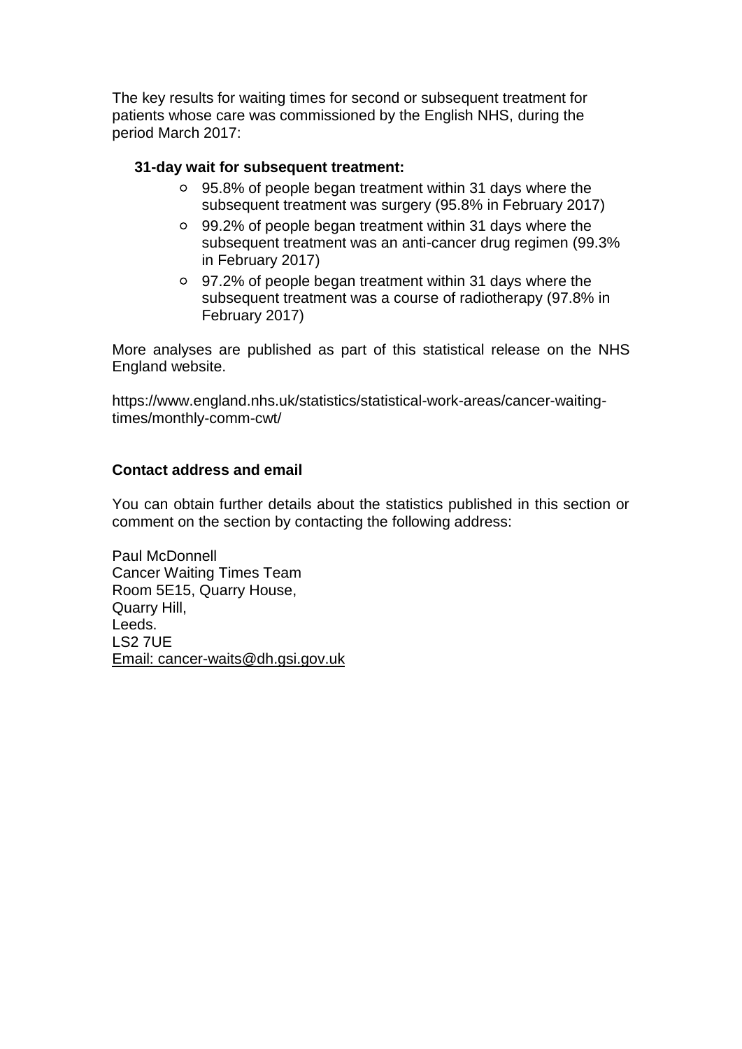The key results for waiting times for second or subsequent treatment for patients whose care was commissioned by the English NHS, during the period March 2017:

**31-day wait for subsequent treatment:**

- 95.8% of people began treatment within 31 days where the subsequent treatment was surgery (95.8% in February 2017)
- 99.2% of people began treatment within 31 days where the subsequent treatment was an anti-cancer drug regimen (99.3% in February 2017)
- 97.2% of people began treatment within 31 days where the subsequent treatment was a course of radiotherapy (97.8% in February 2017)

More analyses are published as part of this statistical release on the NHS England website.

https://www.england.nhs.uk/statistics/statistical-work-areas/cancer-waiting-times/monthly-comm-cwt/

**Contact address and email**

You can obtain further details about the statistics published in this section or comment on the section by contacting the following address:

Paul McDonnell
Cancer Waiting Times Team
Room 5E15, Quarry House,
Quarry Hill,
Leeds.
LS2 7UE
Email: cancer-waits@dh.gsi.gov.uk